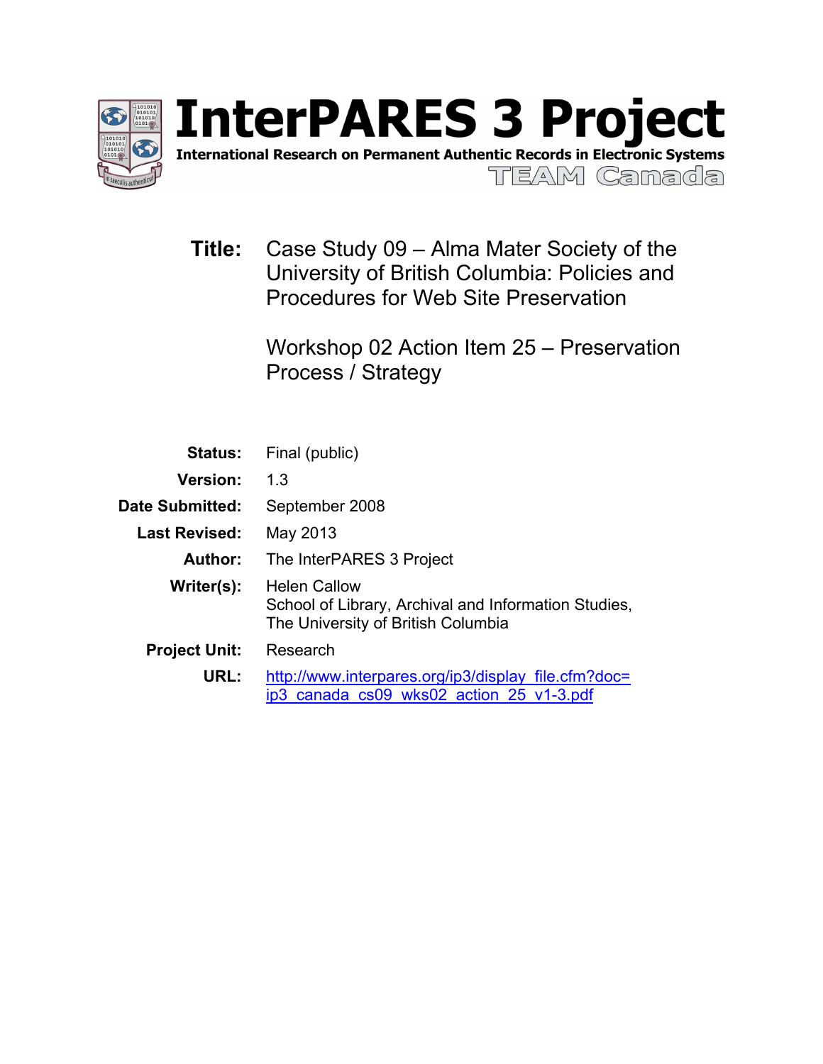# InterPARES 3 Project

**International Research on Permanent Authentic Records in Electronic Systems**

TEAM Canada

**Title:** Case Study 09 – Alma Mater Society of the University of British Columbia: Policies and Procedures for Web Site Preservation

Workshop 02 Action Item 25 – Preservation Process / Strategy

**Status:** Final (public)

**Version:** 1.3

**Date Submitted:** September 2008

**Last Revised:** May 2013

**Author:** The InterPARES 3 Project

**Writer(s):** Helen Callow
School of Library, Archival and Information Studies, The University of British Columbia

**Project Unit:** Research

**URL:** http://www.interpares.org/ip3/display_file.cfm?doc=ip3_canada_cs09_wks02_action_25_v1-3.pdf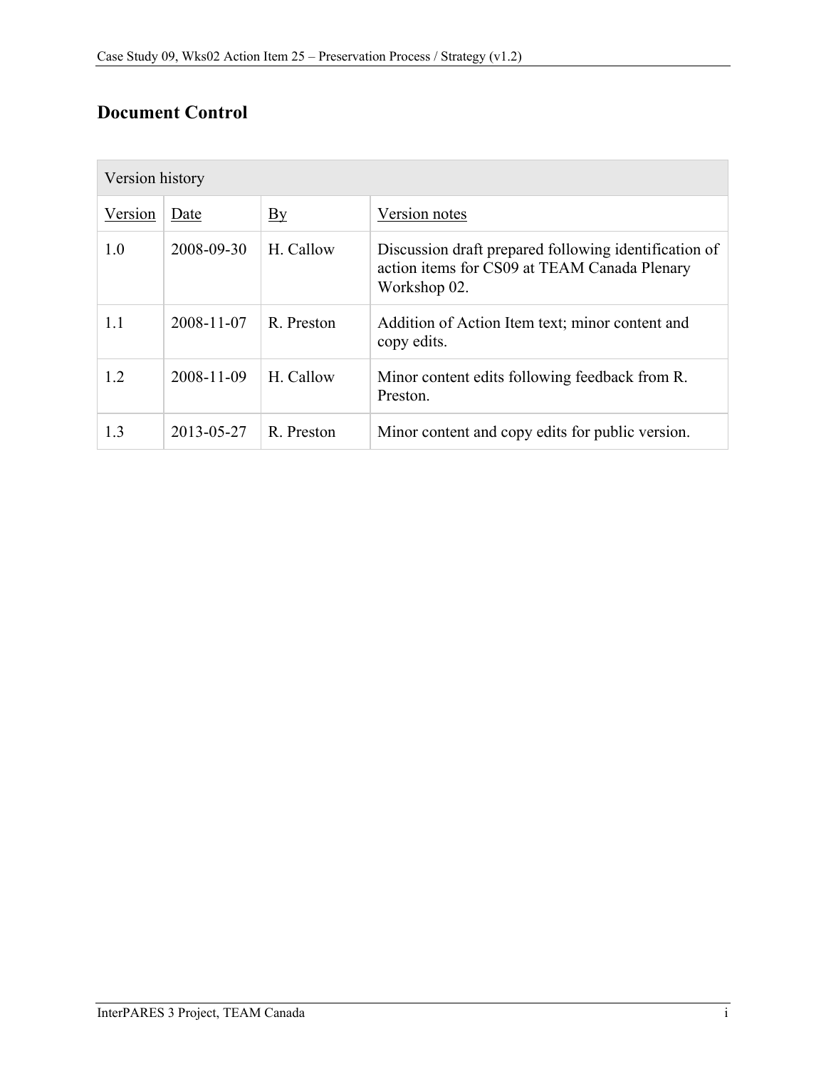## Document Control

| Version history | | | |
|---|---|---|---|
| Version | Date | By | Version notes |
| 1.0 | 2008-09-30 | H. Callow | Discussion draft prepared following identification of action items for CS09 at TEAM Canada Plenary Workshop 02. |
| 1.1 | 2008-11-07 | R. Preston | Addition of Action Item text; minor content and copy edits. |
| 1.2 | 2008-11-09 | H. Callow | Minor content edits following feedback from R. Preston. |
| 1.3 | 2013-05-27 | R. Preston | Minor content and copy edits for public version. |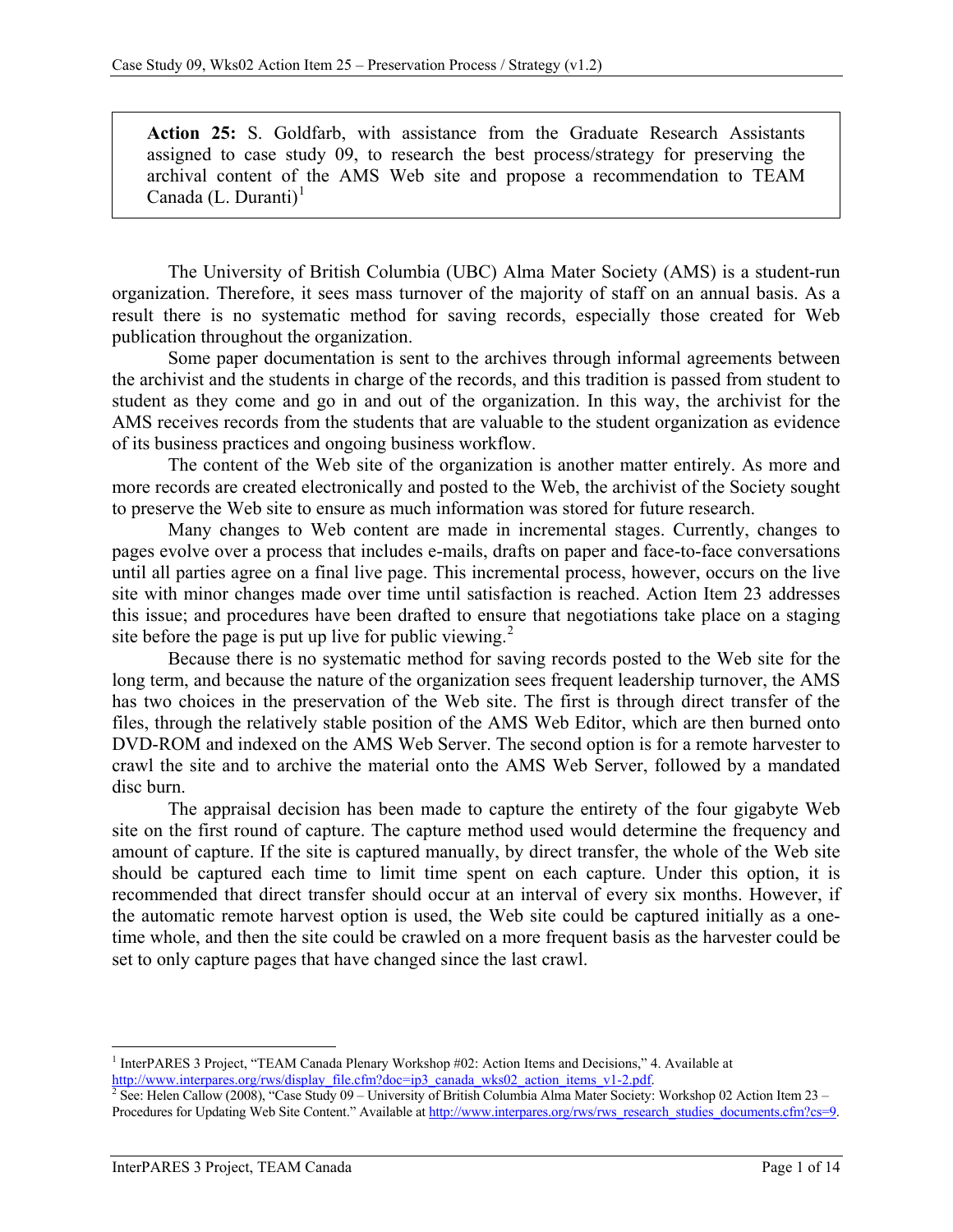> **Action 25:** S. Goldfarb, with assistance from the Graduate Research Assistants assigned to case study 09, to research the best process/strategy for preserving the archival content of the AMS Web site and propose a recommendation to TEAM Canada (L. Duranti)[1]

The University of British Columbia (UBC) Alma Mater Society (AMS) is a student-run organization. Therefore, it sees mass turnover of the majority of staff on an annual basis. As a result there is no systematic method for saving records, especially those created for Web publication throughout the organization.

Some paper documentation is sent to the archives through informal agreements between the archivist and the students in charge of the records, and this tradition is passed from student to student as they come and go in and out of the organization. In this way, the archivist for the AMS receives records from the students that are valuable to the student organization as evidence of its business practices and ongoing business workflow.

The content of the Web site of the organization is another matter entirely. As more and more records are created electronically and posted to the Web, the archivist of the Society sought to preserve the Web site to ensure as much information was stored for future research.

Many changes to Web content are made in incremental stages. Currently, changes to pages evolve over a process that includes e-mails, drafts on paper and face-to-face conversations until all parties agree on a final live page. This incremental process, however, occurs on the live site with minor changes made over time until satisfaction is reached. Action Item 23 addresses this issue; and procedures have been drafted to ensure that negotiations take place on a staging site before the page is put up live for public viewing.[2]

Because there is no systematic method for saving records posted to the Web site for the long term, and because the nature of the organization sees frequent leadership turnover, the AMS has two choices in the preservation of the Web site. The first is through direct transfer of the files, through the relatively stable position of the AMS Web Editor, which are then burned onto DVD-ROM and indexed on the AMS Web Server. The second option is for a remote harvester to crawl the site and to archive the material onto the AMS Web Server, followed by a mandated disc burn.

The appraisal decision has been made to capture the entirety of the four gigabyte Web site on the first round of capture. The capture method used would determine the frequency and amount of capture. If the site is captured manually, by direct transfer, the whole of the Web site should be captured each time to limit time spent on each capture. Under this option, it is recommended that direct transfer should occur at an interval of every six months. However, if the automatic remote harvest option is used, the Web site could be captured initially as a one-time whole, and then the site could be crawled on a more frequent basis as the harvester could be set to only capture pages that have changed since the last crawl.

---

[1] InterPARES 3 Project, "TEAM Canada Plenary Workshop #02: Action Items and Decisions," 4. Available at http://www.interpares.org/rws/display_file.cfm?doc=ip3_canada_wks02_action_items_v1-2.pdf.

[2] See: Helen Callow (2008), "Case Study 09 – University of British Columbia Alma Mater Society: Workshop 02 Action Item 23 – Procedures for Updating Web Site Content." Available at http://www.interpares.org/rws/rws_research_studies_documents.cfm?cs=9.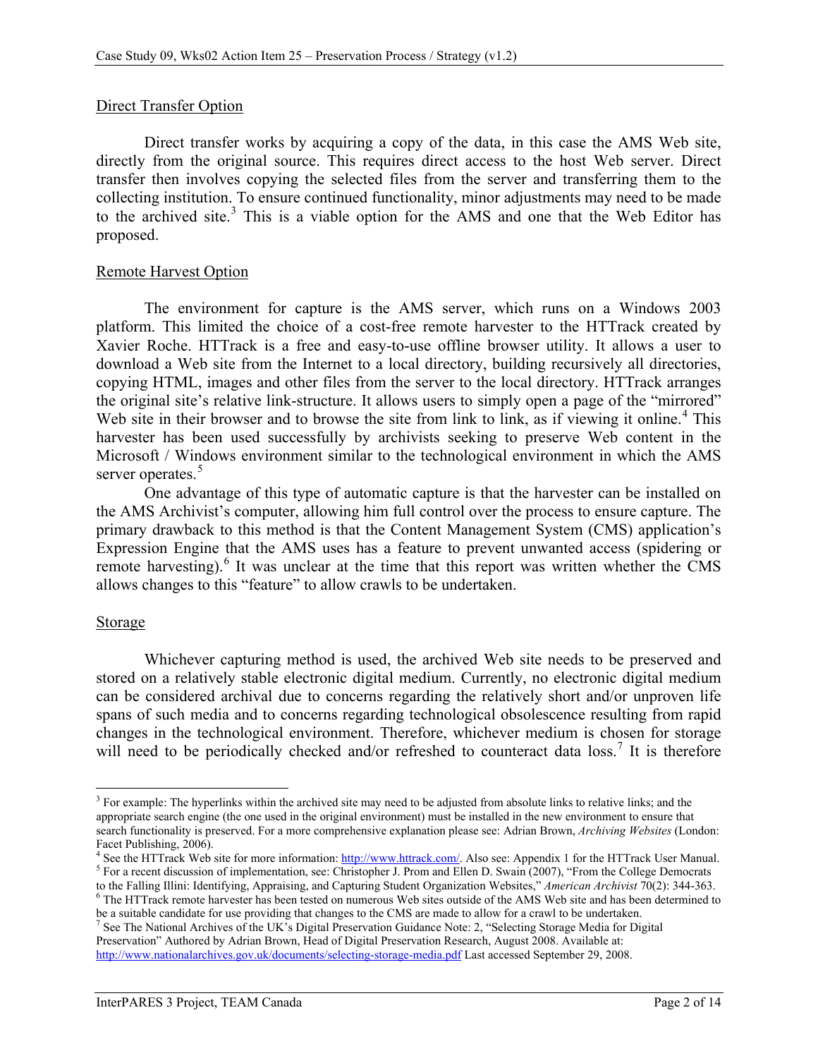Direct Transfer Option

Direct transfer works by acquiring a copy of the data, in this case the AMS Web site, directly from the original source. This requires direct access to the host Web server. Direct transfer then involves copying the selected files from the server and transferring them to the collecting institution. To ensure continued functionality, minor adjustments may need to be made to the archived site.[3] This is a viable option for the AMS and one that the Web Editor has proposed.

Remote Harvest Option

The environment for capture is the AMS server, which runs on a Windows 2003 platform. This limited the choice of a cost-free remote harvester to the HTTrack created by Xavier Roche. HTTrack is a free and easy-to-use offline browser utility. It allows a user to download a Web site from the Internet to a local directory, building recursively all directories, copying HTML, images and other files from the server to the local directory. HTTrack arranges the original site's relative link-structure. It allows users to simply open a page of the "mirrored" Web site in their browser and to browse the site from link to link, as if viewing it online.[4] This harvester has been used successfully by archivists seeking to preserve Web content in the Microsoft / Windows environment similar to the technological environment in which the AMS server operates.[5]

One advantage of this type of automatic capture is that the harvester can be installed on the AMS Archivist's computer, allowing him full control over the process to ensure capture. The primary drawback to this method is that the Content Management System (CMS) application's Expression Engine that the AMS uses has a feature to prevent unwanted access (spidering or remote harvesting).[6] It was unclear at the time that this report was written whether the CMS allows changes to this "feature" to allow crawls to be undertaken.

Storage

Whichever capturing method is used, the archived Web site needs to be preserved and stored on a relatively stable electronic digital medium. Currently, no electronic digital medium can be considered archival due to concerns regarding the relatively short and/or unproven life spans of such media and to concerns regarding technological obsolescence resulting from rapid changes in the technological environment. Therefore, whichever medium is chosen for storage will need to be periodically checked and/or refreshed to counteract data loss.[7] It is therefore

---

[3] For example: The hyperlinks within the archived site may need to be adjusted from absolute links to relative links; and the appropriate search engine (the one used in the original environment) must be installed in the new environment to ensure that search functionality is preserved. For a more comprehensive explanation please see: Adrian Brown, *Archiving Websites* (London: Facet Publishing, 2006).

[4] See the HTTrack Web site for more information: http://www.httrack.com/. Also see: Appendix 1 for the HTTrack User Manual.

[5] For a recent discussion of implementation, see: Christopher J. Prom and Ellen D. Swain (2007), "From the College Democrats to the Falling Illini: Identifying, Appraising, and Capturing Student Organization Websites," *American Archivist* 70(2): 344-363.

[6] The HTTrack remote harvester has been tested on numerous Web sites outside of the AMS Web site and has been determined to be a suitable candidate for use providing that changes to the CMS are made to allow for a crawl to be undertaken.

[7] See The National Archives of the UK's Digital Preservation Guidance Note: 2, "Selecting Storage Media for Digital Preservation" Authored by Adrian Brown, Head of Digital Preservation Research, August 2008. Available at: http://www.nationalarchives.gov.uk/documents/selecting-storage-media.pdf Last accessed September 29, 2008.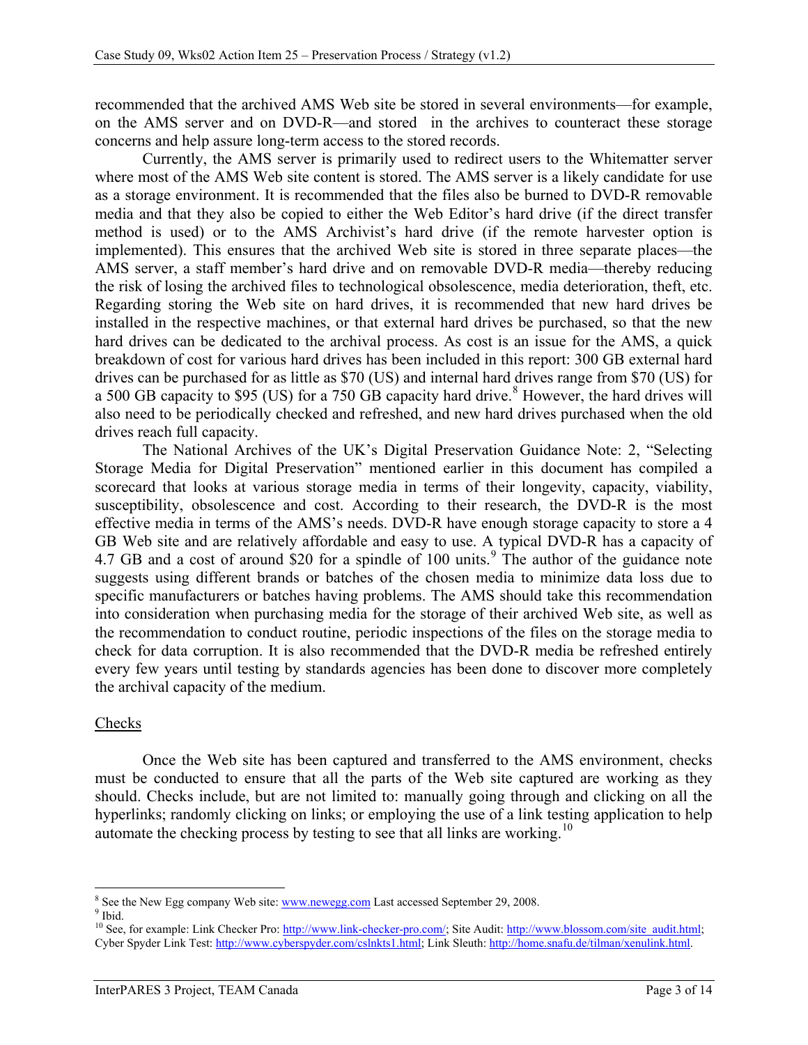recommended that the archived AMS Web site be stored in several environments—for example, on the AMS server and on DVD-R—and stored in the archives to counteract these storage concerns and help assure long-term access to the stored records.

Currently, the AMS server is primarily used to redirect users to the Whitematter server where most of the AMS Web site content is stored. The AMS server is a likely candidate for use as a storage environment. It is recommended that the files also be burned to DVD-R removable media and that they also be copied to either the Web Editor's hard drive (if the direct transfer method is used) or to the AMS Archivist's hard drive (if the remote harvester option is implemented). This ensures that the archived Web site is stored in three separate places—the AMS server, a staff member's hard drive and on removable DVD-R media—thereby reducing the risk of losing the archived files to technological obsolescence, media deterioration, theft, etc. Regarding storing the Web site on hard drives, it is recommended that new hard drives be installed in the respective machines, or that external hard drives be purchased, so that the new hard drives can be dedicated to the archival process. As cost is an issue for the AMS, a quick breakdown of cost for various hard drives has been included in this report: 300 GB external hard drives can be purchased for as little as $70 (US) and internal hard drives range from $70 (US) for a 500 GB capacity to $95 (US) for a 750 GB capacity hard drive.[8] However, the hard drives will also need to be periodically checked and refreshed, and new hard drives purchased when the old drives reach full capacity.

The National Archives of the UK's Digital Preservation Guidance Note: 2, "Selecting Storage Media for Digital Preservation" mentioned earlier in this document has compiled a scorecard that looks at various storage media in terms of their longevity, capacity, viability, susceptibility, obsolescence and cost. According to their research, the DVD-R is the most effective media in terms of the AMS's needs. DVD-R have enough storage capacity to store a 4 GB Web site and are relatively affordable and easy to use. A typical DVD-R has a capacity of 4.7 GB and a cost of around $20 for a spindle of 100 units.[9] The author of the guidance note suggests using different brands or batches of the chosen media to minimize data loss due to specific manufacturers or batches having problems. The AMS should take this recommendation into consideration when purchasing media for the storage of their archived Web site, as well as the recommendation to conduct routine, periodic inspections of the files on the storage media to check for data corruption. It is also recommended that the DVD-R media be refreshed entirely every few years until testing by standards agencies has been done to discover more completely the archival capacity of the medium.

## Checks

Once the Web site has been captured and transferred to the AMS environment, checks must be conducted to ensure that all the parts of the Web site captured are working as they should. Checks include, but are not limited to: manually going through and clicking on all the hyperlinks; randomly clicking on links; or employing the use of a link testing application to help automate the checking process by testing to see that all links are working.[10]

---

[8] See the New Egg company Web site: www.newegg.com Last accessed September 29, 2008.

[9] Ibid.

[10] See, for example: Link Checker Pro: http://www.link-checker-pro.com/; Site Audit: http://www.blossom.com/site_audit.html; Cyber Spyder Link Test: http://www.cyberspyder.com/cslnkts1.html; Link Sleuth: http://home.snafu.de/tilman/xenulink.html.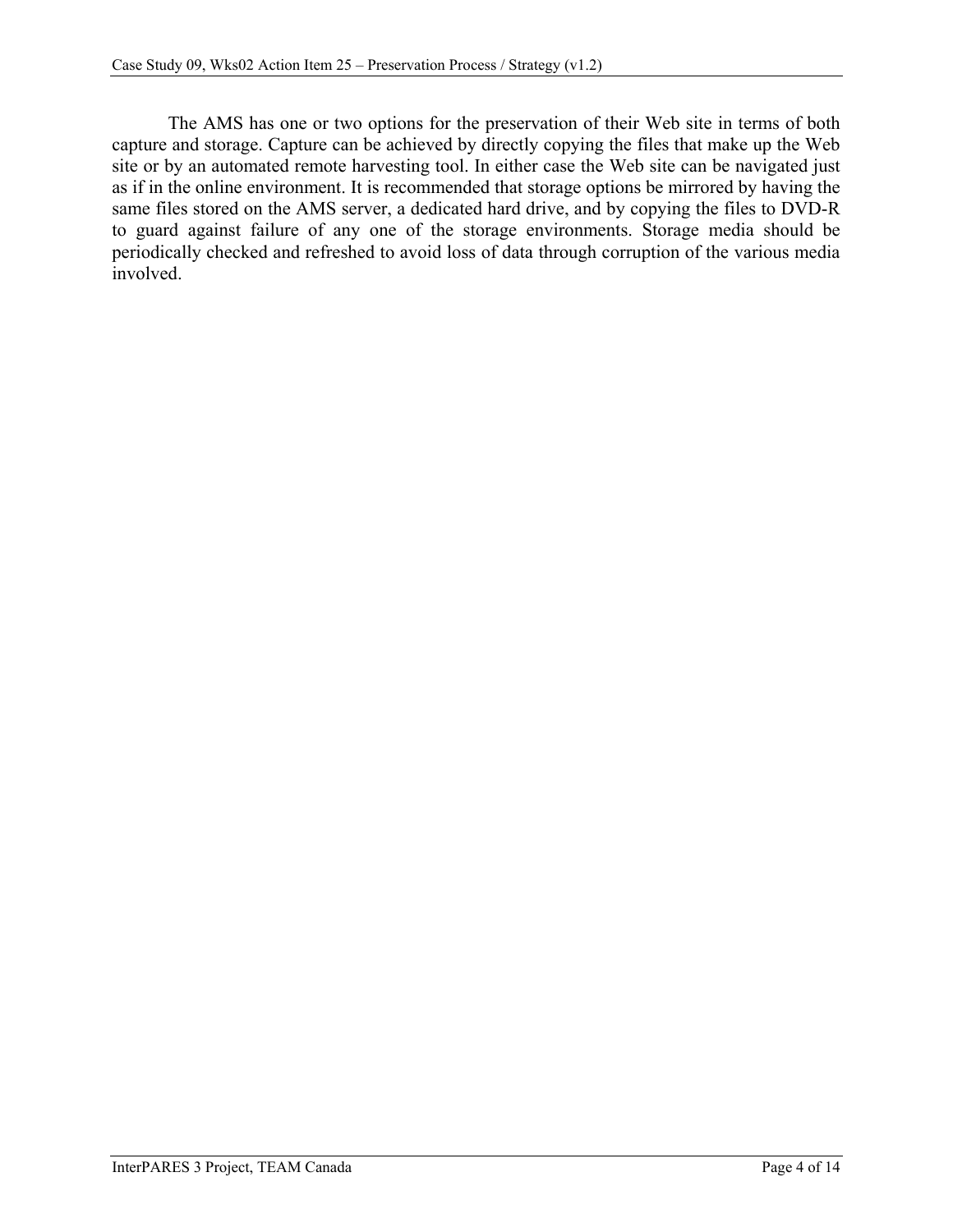The AMS has one or two options for the preservation of their Web site in terms of both capture and storage. Capture can be achieved by directly copying the files that make up the Web site or by an automated remote harvesting tool. In either case the Web site can be navigated just as if in the online environment. It is recommended that storage options be mirrored by having the same files stored on the AMS server, a dedicated hard drive, and by copying the files to DVD-R to guard against failure of any one of the storage environments. Storage media should be periodically checked and refreshed to avoid loss of data through corruption of the various media involved.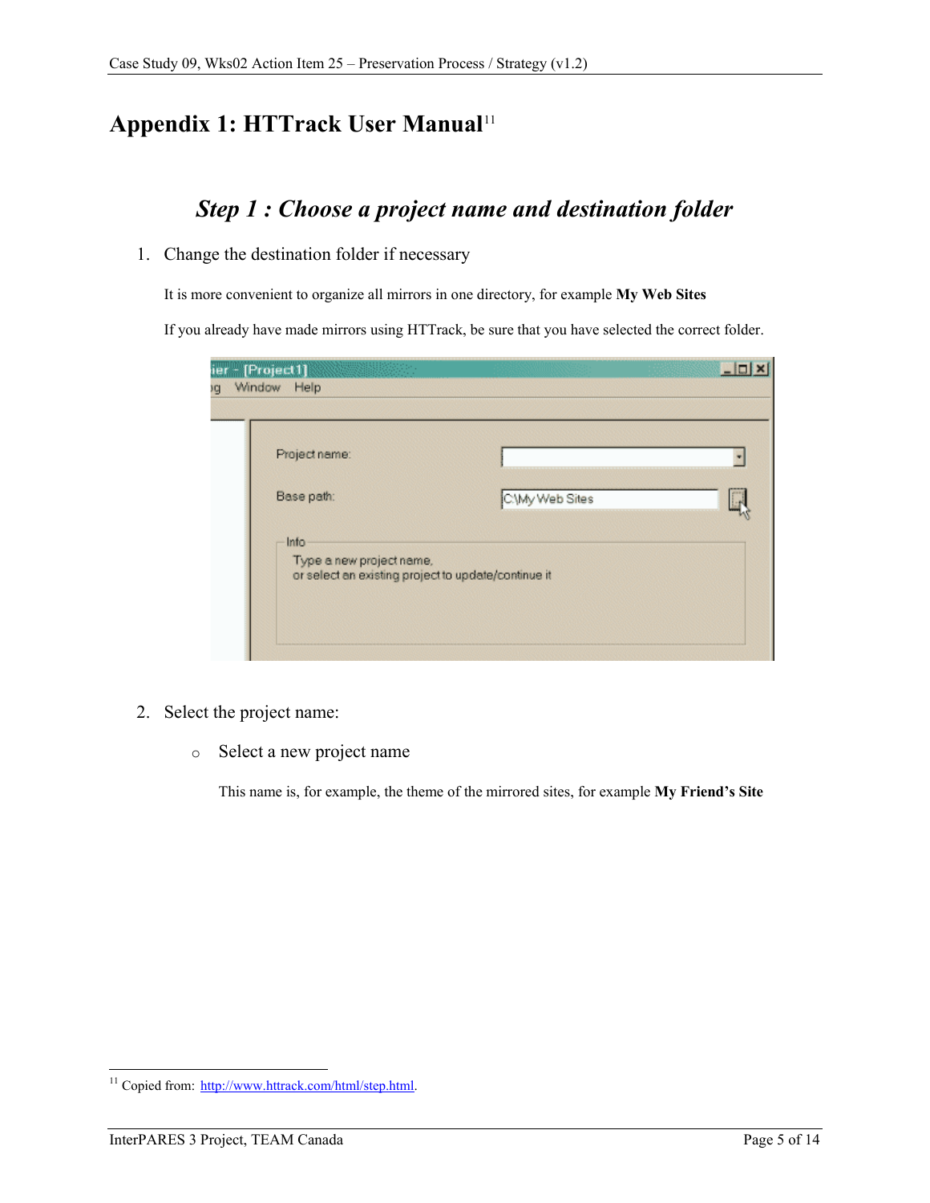# Appendix 1: HTTrack User Manual[11]

## *Step 1 : Choose a project name and destination folder*

1. Change the destination folder if necessary

   It is more convenient to organize all mirrors in one directory, for example **My Web Sites**

   If you already have made mirrors using HTTrack, be sure that you have selected the correct folder.

2. Select the project name:

   - Select a new project name

     This name is, for example, the theme of the mirrored sites, for example **My Friend's Site**

---

[11] Copied from: http://www.httrack.com/html/step.html.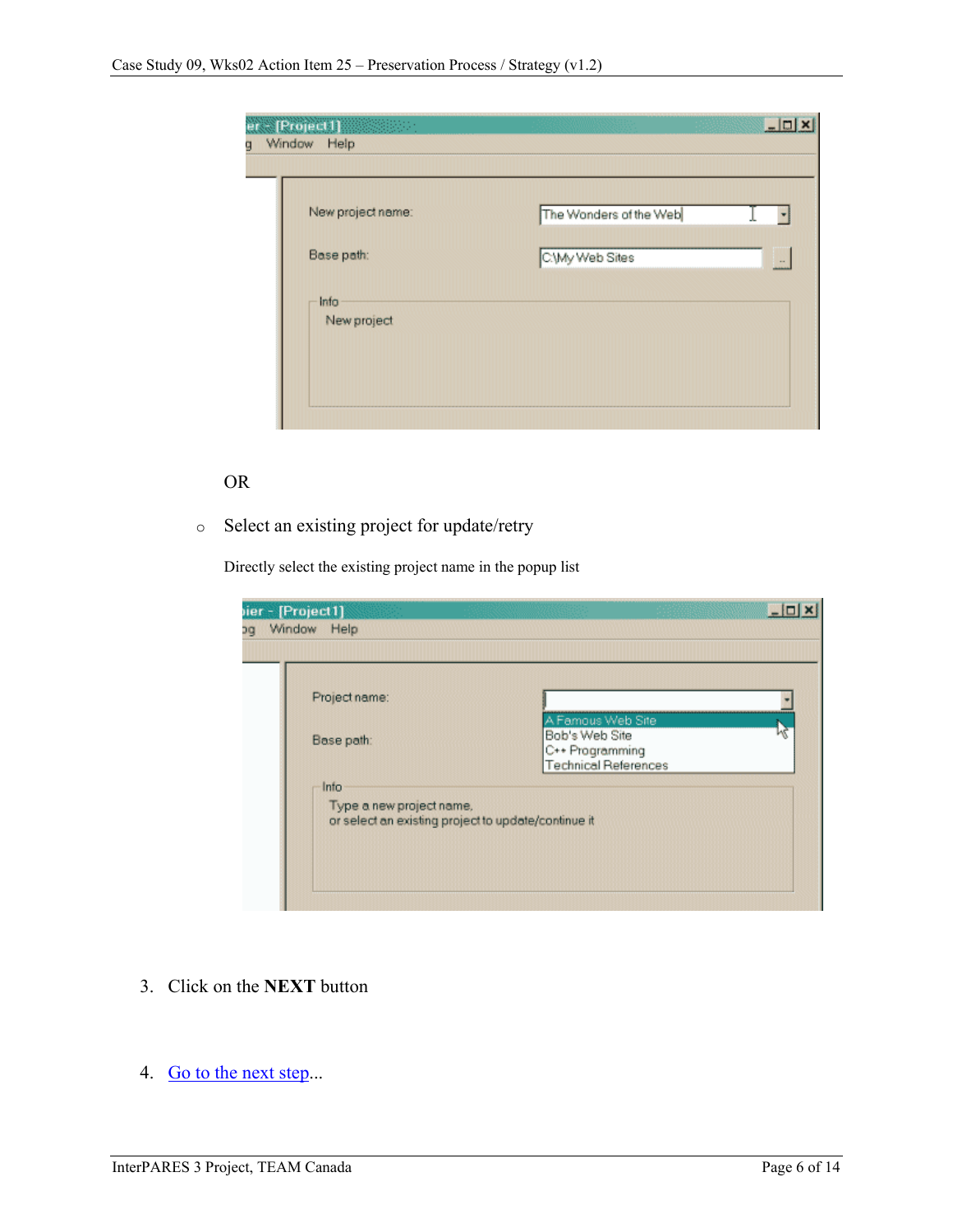OR

- Select an existing project for update/retry

  Directly select the existing project name in the popup list

3. Click on the **NEXT** button

4. Go to the next step...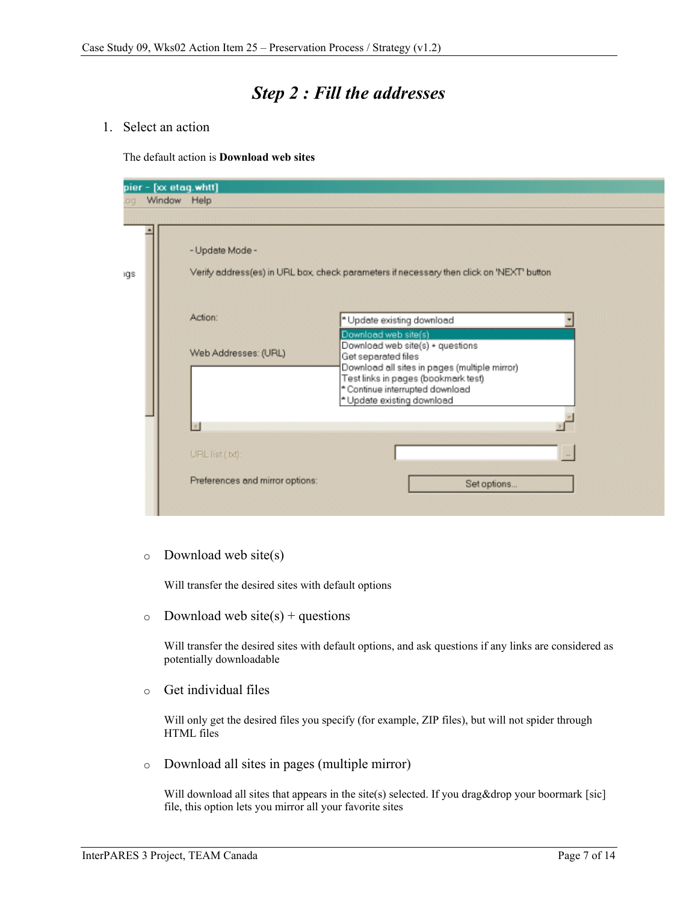# *Step 2 : Fill the addresses*

1. Select an action

   The default action is **Download web sites**

   - Download web site(s)

     Will transfer the desired sites with default options

   - Download web site(s) + questions

     Will transfer the desired sites with default options, and ask questions if any links are considered as potentially downloadable

   - Get individual files

     Will only get the desired files you specify (for example, ZIP files), but will not spider through HTML files

   - Download all sites in pages (multiple mirror)

     Will download all sites that appears in the site(s) selected. If you drag&drop your boormark [sic] file, this option lets you mirror all your favorite sites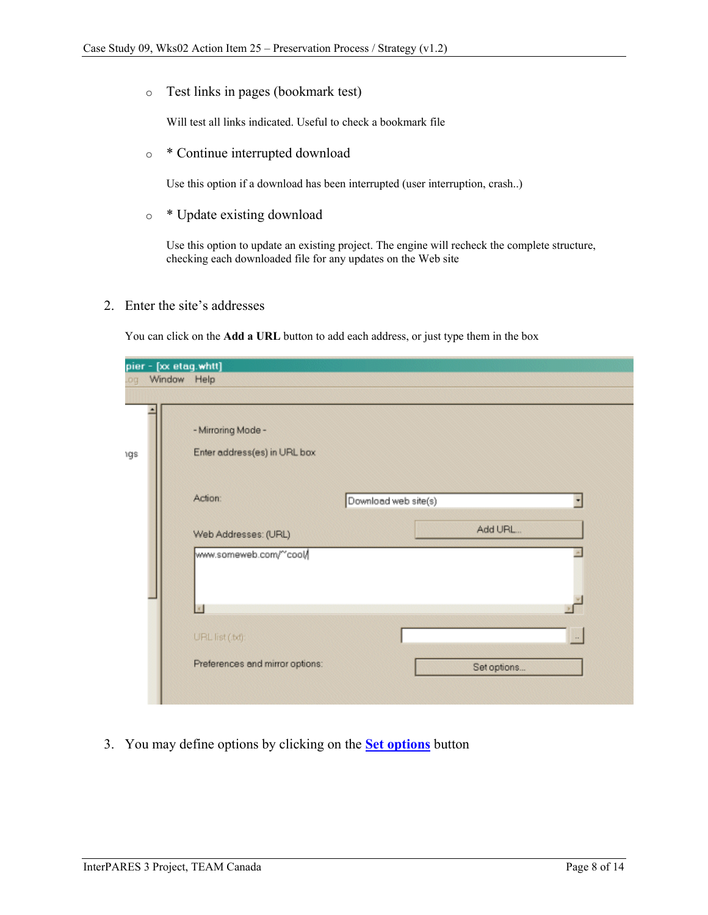- Test links in pages (bookmark test)

  Will test all links indicated. Useful to check a bookmark file

- * Continue interrupted download

  Use this option if a download has been interrupted (user interruption, crash..)

- * Update existing download

  Use this option to update an existing project. The engine will recheck the complete structure, checking each downloaded file for any updates on the Web site

2. Enter the site's addresses

   You can click on the **Add a URL** button to add each address, or just type them in the box

3. You may define options by clicking on the [Set options]() button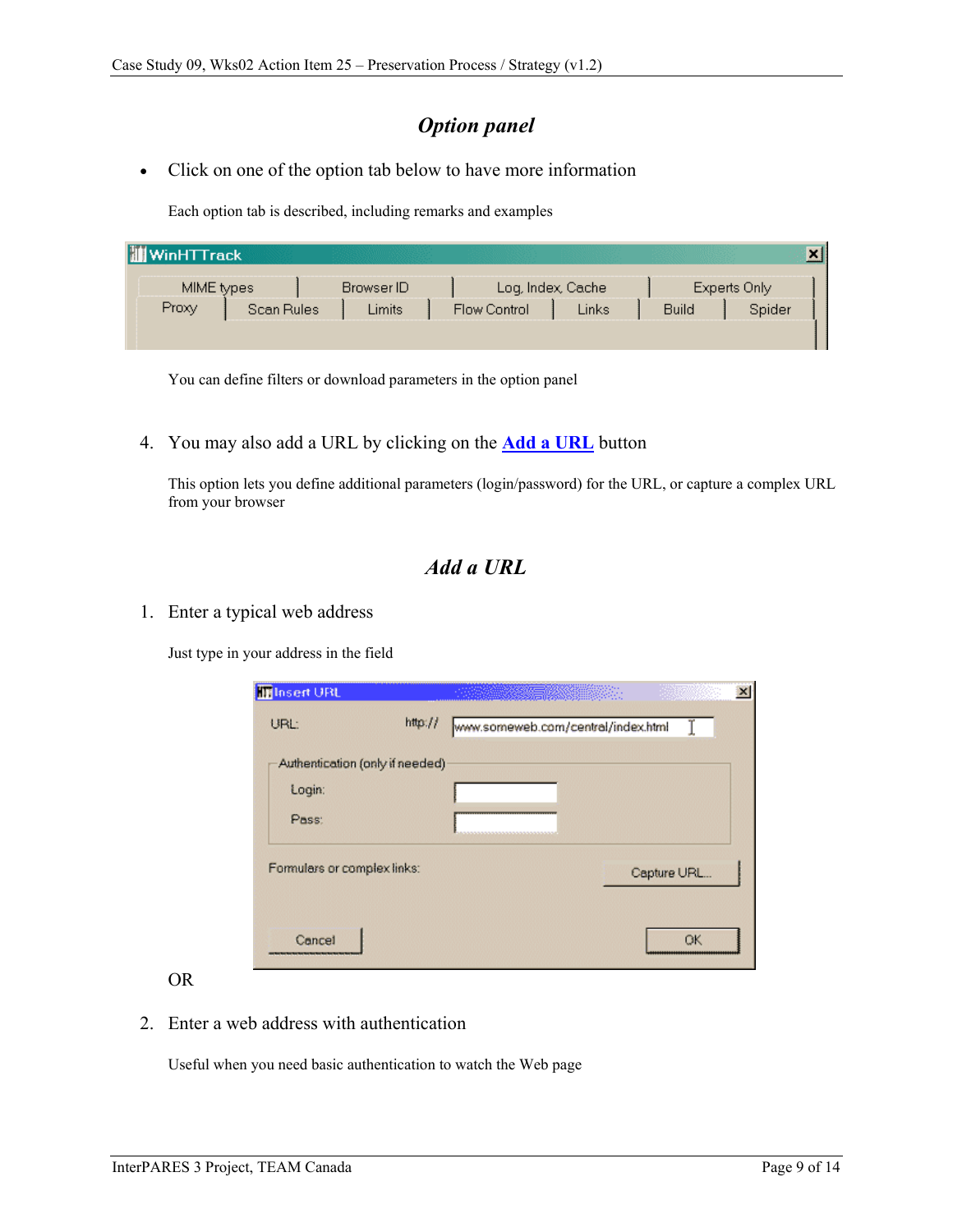## *Option panel*

- Click on one of the option tab below to have more information

  Each option tab is described, including remarks and examples

You can define filters or download parameters in the option panel

4. You may also add a URL by clicking on the **Add a URL** button

   This option lets you define additional parameters (login/password) for the URL, or capture a complex URL from your browser

## *Add a URL*

1. Enter a typical web address

   Just type in your address in the field

OR

2. Enter a web address with authentication

   Useful when you need basic authentication to watch the Web page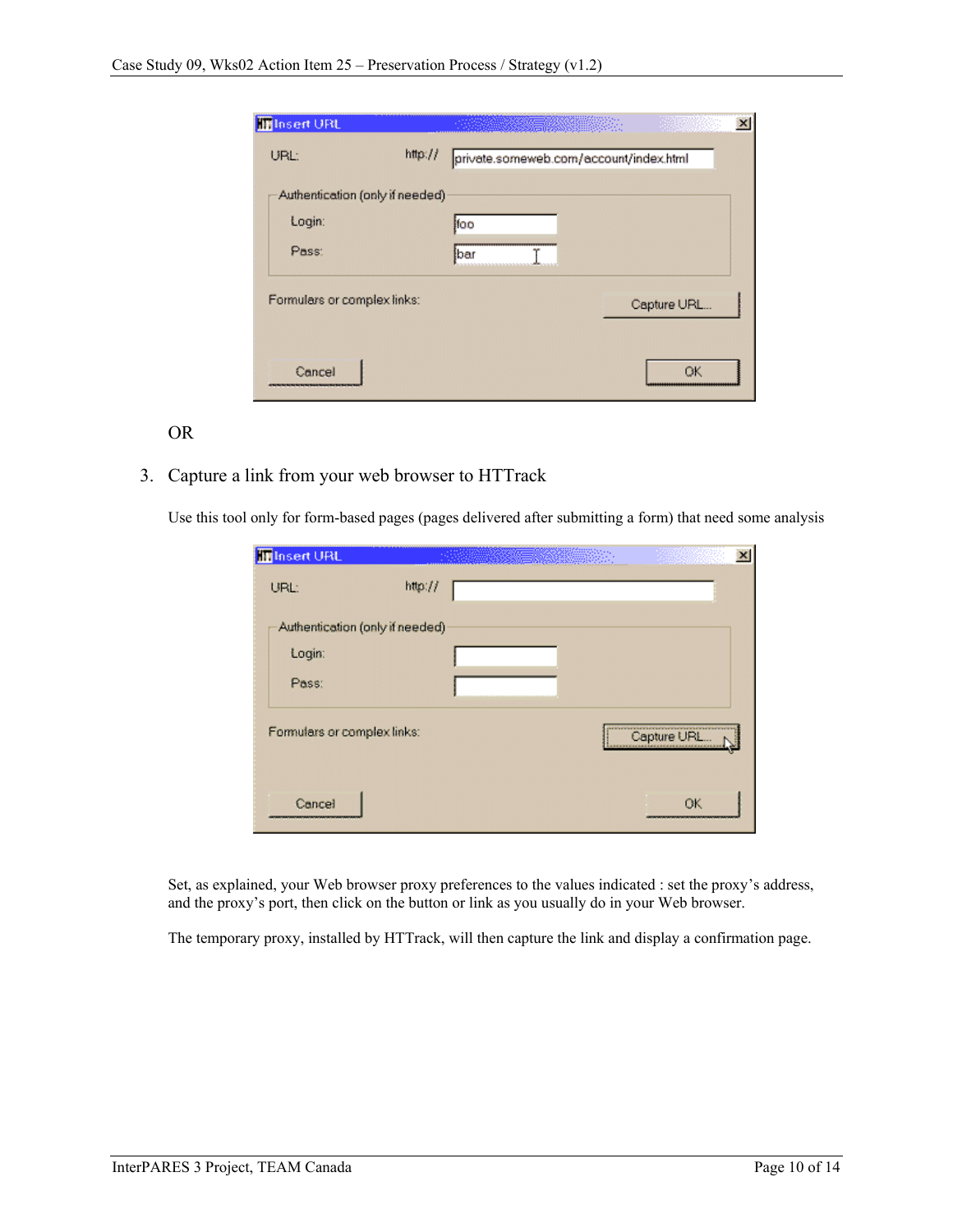OR

3. Capture a link from your web browser to HTTrack

   Use this tool only for form-based pages (pages delivered after submitting a form) that need some analysis

Set, as explained, your Web browser proxy preferences to the values indicated : set the proxy's address, and the proxy's port, then click on the button or link as you usually do in your Web browser.

The temporary proxy, installed by HTTrack, will then capture the link and display a confirmation page.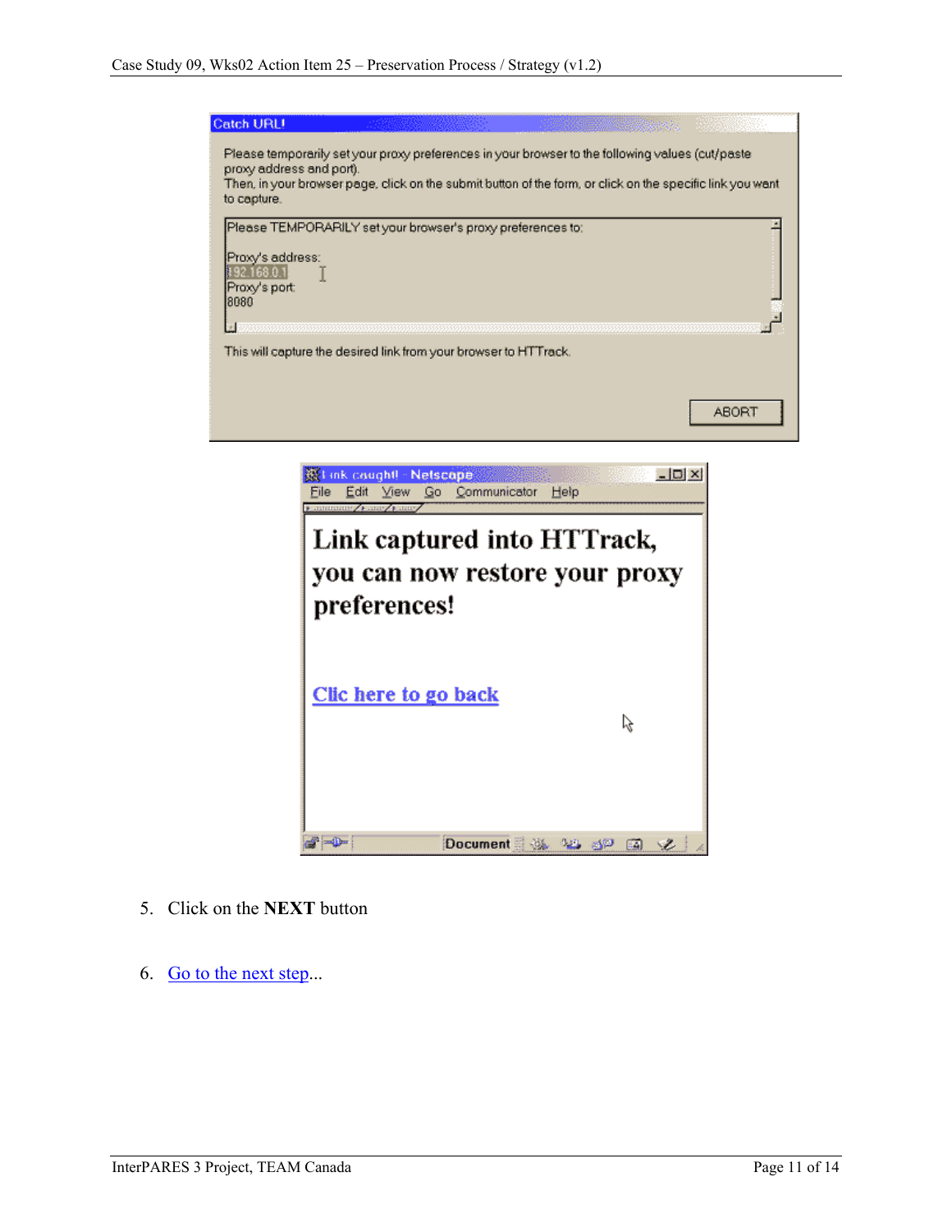5. Click on the **NEXT** button

6. Go to the next step...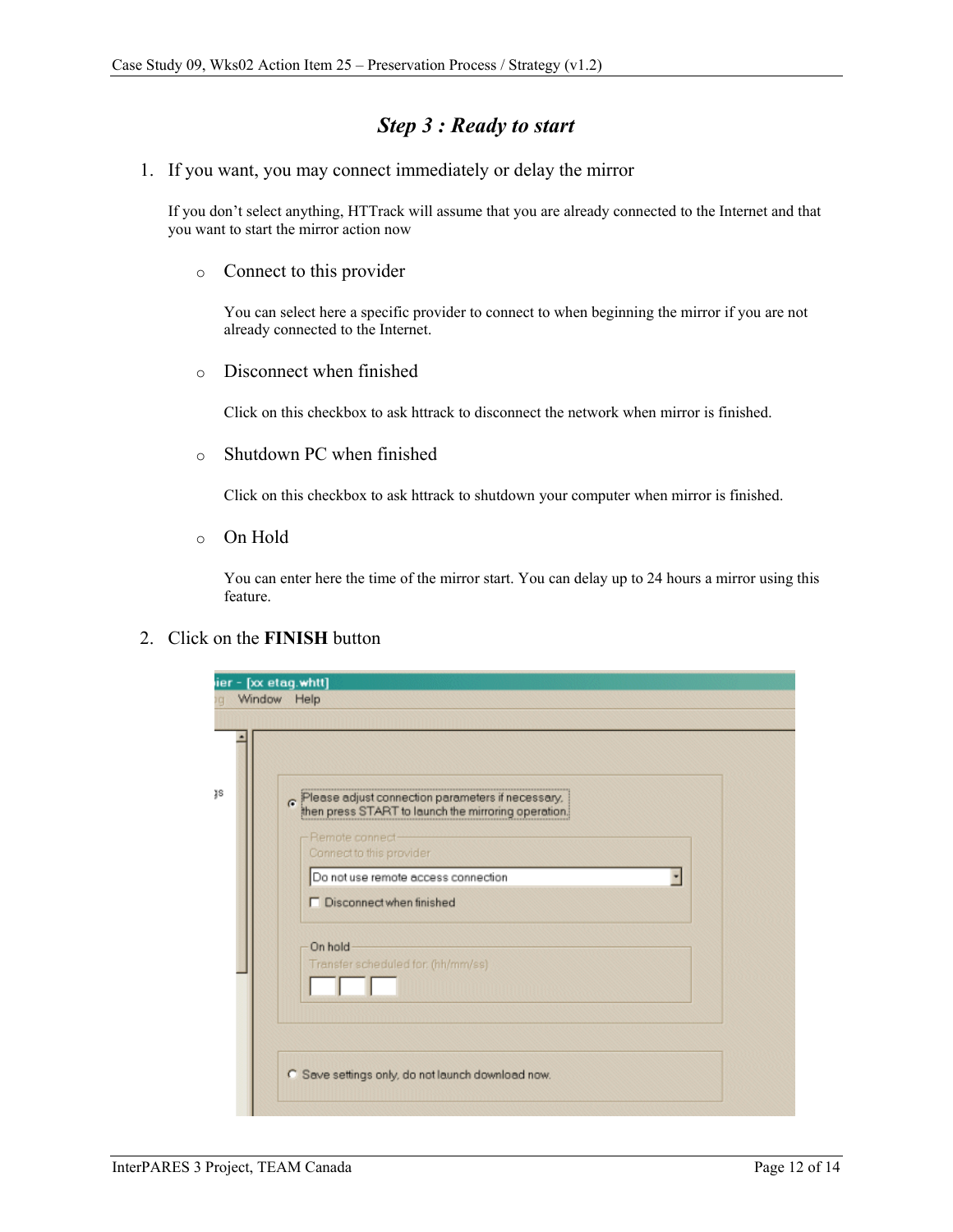## *Step 3 : Ready to start*

1. If you want, you may connect immediately or delay the mirror

   If you don't select anything, HTTrack will assume that you are already connected to the Internet and that you want to start the mirror action now

   - Connect to this provider

     You can select here a specific provider to connect to when beginning the mirror if you are not already connected to the Internet.

   - Disconnect when finished

     Click on this checkbox to ask httrack to disconnect the network when mirror is finished.

   - Shutdown PC when finished

     Click on this checkbox to ask httrack to shutdown your computer when mirror is finished.

   - On Hold

     You can enter here the time of the mirror start. You can delay up to 24 hours a mirror using this feature.

2. Click on the **FINISH** button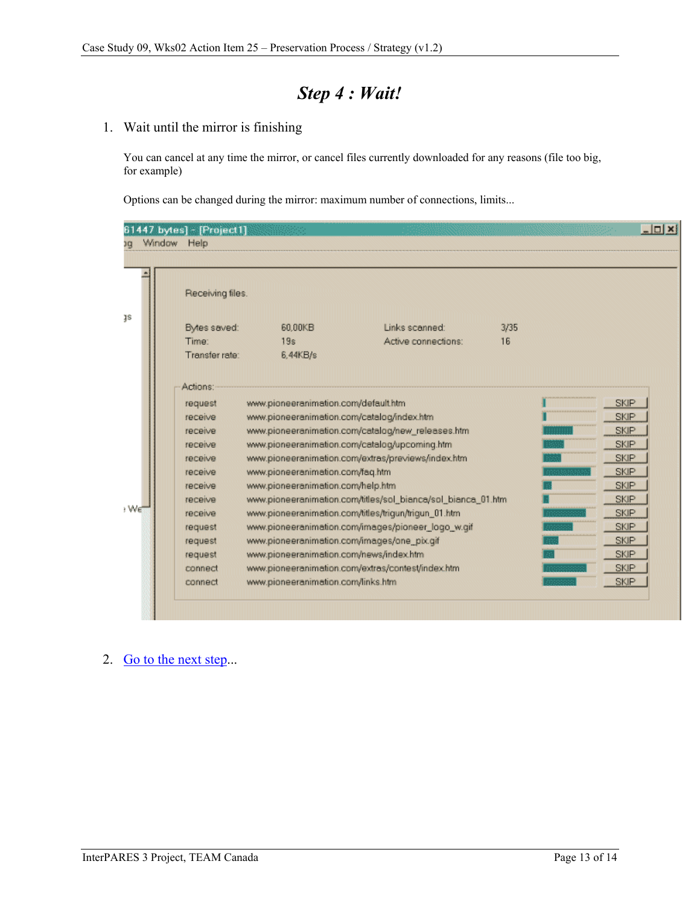# *Step 4 : Wait!*

1. Wait until the mirror is finishing

   You can cancel at any time the mirror, or cancel files currently downloaded for any reasons (file too big, for example)

   Options can be changed during the mirror: maximum number of connections, limits...

2. Go to the next step...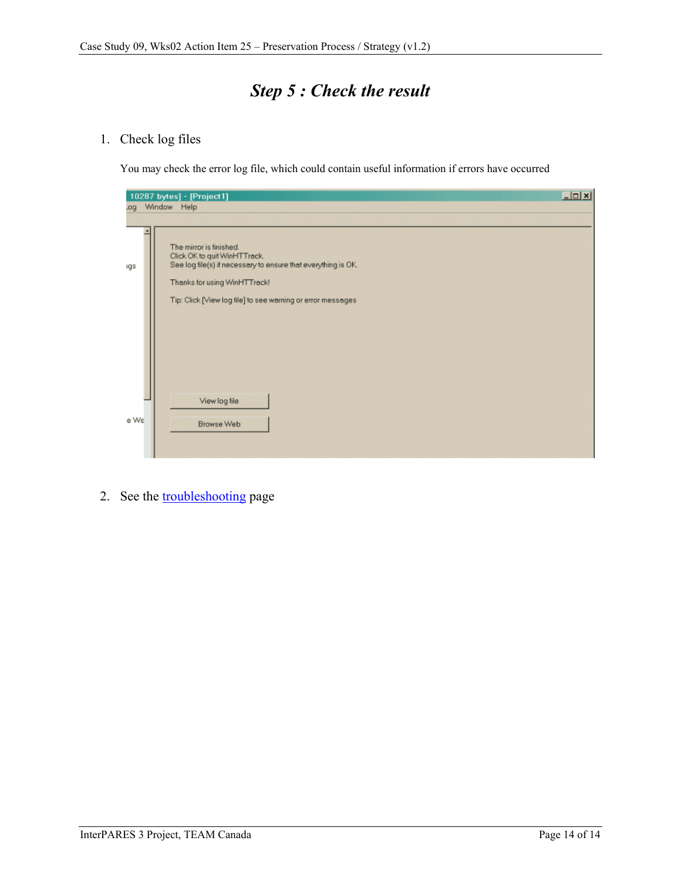# *Step 5 : Check the result*

1. Check log files

   You may check the error log file, which could contain useful information if errors have occurred

2. See the troubleshooting page